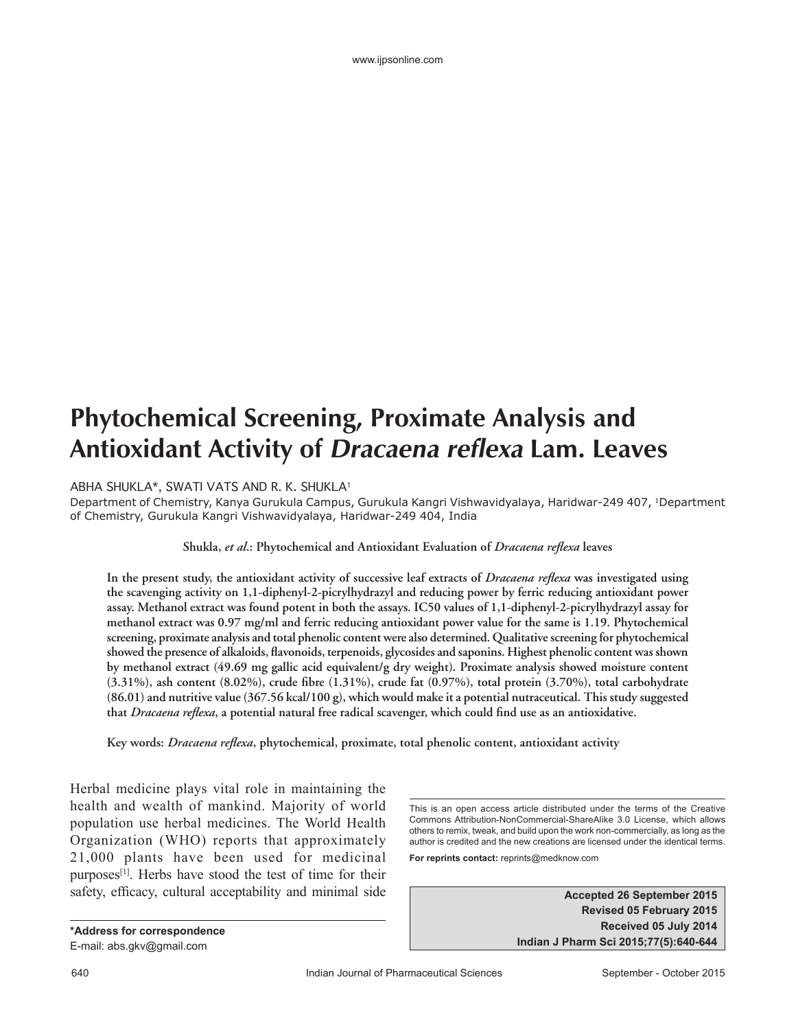// Phytochemical Screening, Proximate Analysis and Antioxidant Activity of *Dracaena reflexa* Lam. Leaves

ABHA SHUKLA*, SWATI VATS AND R. K. SHUKLA[1]

Department of Chemistry, Kanya Gurukula Campus, Gurukula Kangri Vishwavidyalaya, Haridwar-249 407, [1]Department of Chemistry, Gurukula Kangri Vishwavidyalaya, Haridwar-249 404, India

**Shukla, *et al*.: Phytochemical and Antioxidant Evaluation of *Dracaena reflexa* leaves**

**In the present study, the antioxidant activity of successive leaf extracts of *Dracaena reflexa* was investigated using the scavenging activity on 1,1-diphenyl-2-picrylhydrazyl and reducing power by ferric reducing antioxidant power assay. Methanol extract was found potent in both the assays. IC50 values of 1,1-diphenyl-2-picrylhydrazyl assay for methanol extract was 0.97 mg/ml and ferric reducing antioxidant power value for the same is 1.19. Phytochemical screening, proximate analysis and total phenolic content were also determined. Qualitative screening for phytochemical showed the presence of alkaloids, flavonoids, terpenoids, glycosides and saponins. Highest phenolic content was shown by methanol extract (49.69 mg gallic acid equivalent/g dry weight). Proximate analysis showed moisture content (3.31%), ash content (8.02%), crude fibre (1.31%), crude fat (0.97%), total protein (3.70%), total carbohydrate (86.01) and nutritive value (367.56 kcal/100 g), which would make it a potential nutraceutical. This study suggested that *Dracaena reflexa*, a potential natural free radical scavenger, which could find use as an antioxidative.**

**Key words:** ***Dracaena reflexa*, phytochemical, proximate, total phenolic content, antioxidant activity**

Herbal medicine plays vital role in maintaining the health and wealth of mankind. Majority of world population use herbal medicines. The World Health Organization (WHO) reports that approximately 21,000 plants have been used for medicinal purposes[1]. Herbs have stood the test of time for their safety, efficacy, cultural acceptability and minimal side

**\*Address for correspondence**
E-mail: abs.gkv@gmail.com

This is an open access article distributed under the terms of the Creative Commons Attribution-NonCommercial-ShareAlike 3.0 License, which allows others to remix, tweak, and build upon the work non-commercially, as long as the author is credited and the new creations are licensed under the identical terms.

**For reprints contact:** reprints@medknow.com

**Accepted 26 September 2015**
**Revised 05 February 2015**
**Received 05 July 2014**
**Indian J Pharm Sci 2015;77(5):640-644**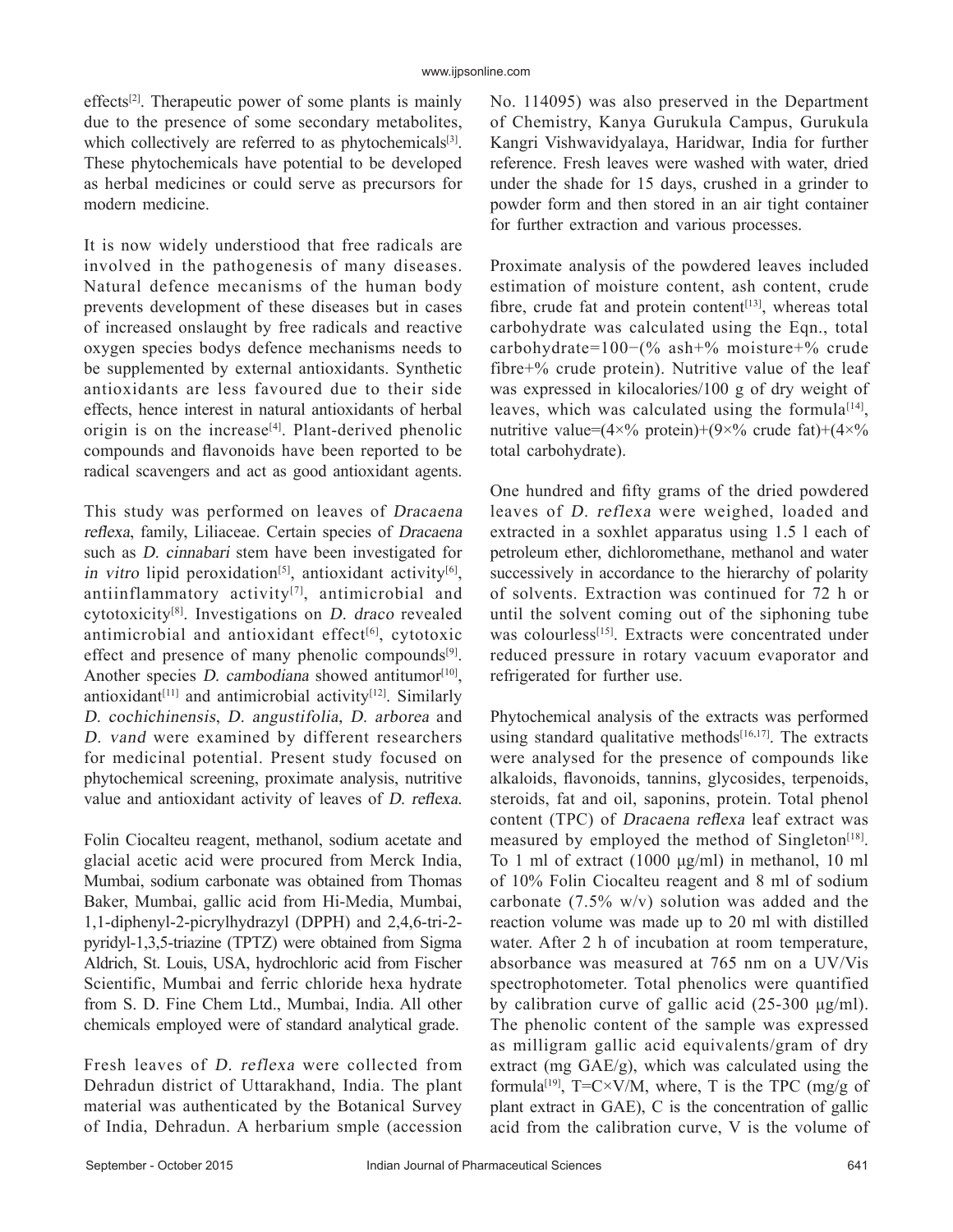effects[2]. Therapeutic power of some plants is mainly due to the presence of some secondary metabolites, which collectively are referred to as phytochemicals[3]. These phytochemicals have potential to be developed as herbal medicines or could serve as precursors for modern medicine.

It is now widely understiood that free radicals are involved in the pathogenesis of many diseases. Natural defence mecanisms of the human body prevents development of these diseases but in cases of increased onslaught by free radicals and reactive oxygen species bodys defence mechanisms needs to be supplemented by external antioxidants. Synthetic antioxidants are less favoured due to their side effects, hence interest in natural antioxidants of herbal origin is on the increase[4]. Plant-derived phenolic compounds and flavonoids have been reported to be radical scavengers and act as good antioxidant agents.

This study was performed on leaves of *Dracaena reflexa*, family, Liliaceae. Certain species of *Dracaena* such as *D. cinnabari* stem have been investigated for *in vitro* lipid peroxidation[5], antioxidant activity[6], antiinflammatory activity[7], antimicrobial and cytotoxicity[8]. Investigations on *D. draco* revealed antimicrobial and antioxidant effect[6], cytotoxic effect and presence of many phenolic compounds[9]. Another species *D. cambodiana* showed antitumor[10], antioxidant[11] and antimicrobial activity[12]. Similarly *D. cochichinensis*, *D. angustifolia*, *D. arborea* and *D. vand* were examined by different researchers for medicinal potential. Present study focused on phytochemical screening, proximate analysis, nutritive value and antioxidant activity of leaves of *D. reflexa*.

Folin Ciocalteu reagent, methanol, sodium acetate and glacial acetic acid were procured from Merck India, Mumbai, sodium carbonate was obtained from Thomas Baker, Mumbai, gallic acid from Hi-Media, Mumbai, 1,1-diphenyl-2-picrylhydrazyl (DPPH) and 2,4,6-tri-2-pyridyl-1,3,5-triazine (TPTZ) were obtained from Sigma Aldrich, St. Louis, USA, hydrochloric acid from Fischer Scientific, Mumbai and ferric chloride hexa hydrate from S. D. Fine Chem Ltd., Mumbai, India. All other chemicals employed were of standard analytical grade.

Fresh leaves of *D. reflexa* were collected from Dehradun district of Uttarakhand, India. The plant material was authenticated by the Botanical Survey of India, Dehradun. A herbarium smple (accession No. 114095) was also preserved in the Department of Chemistry, Kanya Gurukula Campus, Gurukula Kangri Vishwavidyalaya, Haridwar, India for further reference. Fresh leaves were washed with water, dried under the shade for 15 days, crushed in a grinder to powder form and then stored in an air tight container for further extraction and various processes.

Proximate analysis of the powdered leaves included estimation of moisture content, ash content, crude fibre, crude fat and protein content[13], whereas total carbohydrate was calculated using the Eqn., total carbohydrate=100−(% ash+% moisture+% crude fibre+% crude protein). Nutritive value of the leaf was expressed in kilocalories/100 g of dry weight of leaves, which was calculated using the formula[14], nutritive value=(4×% protein)+(9×% crude fat)+(4×% total carbohydrate).

One hundred and fifty grams of the dried powdered leaves of *D. reflexa* were weighed, loaded and extracted in a soxhlet apparatus using 1.5 l each of petroleum ether, dichloromethane, methanol and water successively in accordance to the hierarchy of polarity of solvents. Extraction was continued for 72 h or until the solvent coming out of the siphoning tube was colourless[15]. Extracts were concentrated under reduced pressure in rotary vacuum evaporator and refrigerated for further use.

Phytochemical analysis of the extracts was performed using standard qualitative methods[16,17]. The extracts were analysed for the presence of compounds like alkaloids, flavonoids, tannins, glycosides, terpenoids, steroids, fat and oil, saponins, protein. Total phenol content (TPC) of *Dracaena reflexa* leaf extract was measured by employed the method of Singleton[18]. To 1 ml of extract (1000 μg/ml) in methanol, 10 ml of 10% Folin Ciocalteu reagent and 8 ml of sodium carbonate (7.5% w/v) solution was added and the reaction volume was made up to 20 ml with distilled water. After 2 h of incubation at room temperature, absorbance was measured at 765 nm on a UV/Vis spectrophotometer. Total phenolics were quantified by calibration curve of gallic acid (25-300 μg/ml). The phenolic content of the sample was expressed as milligram gallic acid equivalents/gram of dry extract (mg GAE/g), which was calculated using the formula[19], $T=C\times V/M$, where, T is the TPC (mg/g of plant extract in GAE), C is the concentration of gallic acid from the calibration curve, V is the volume of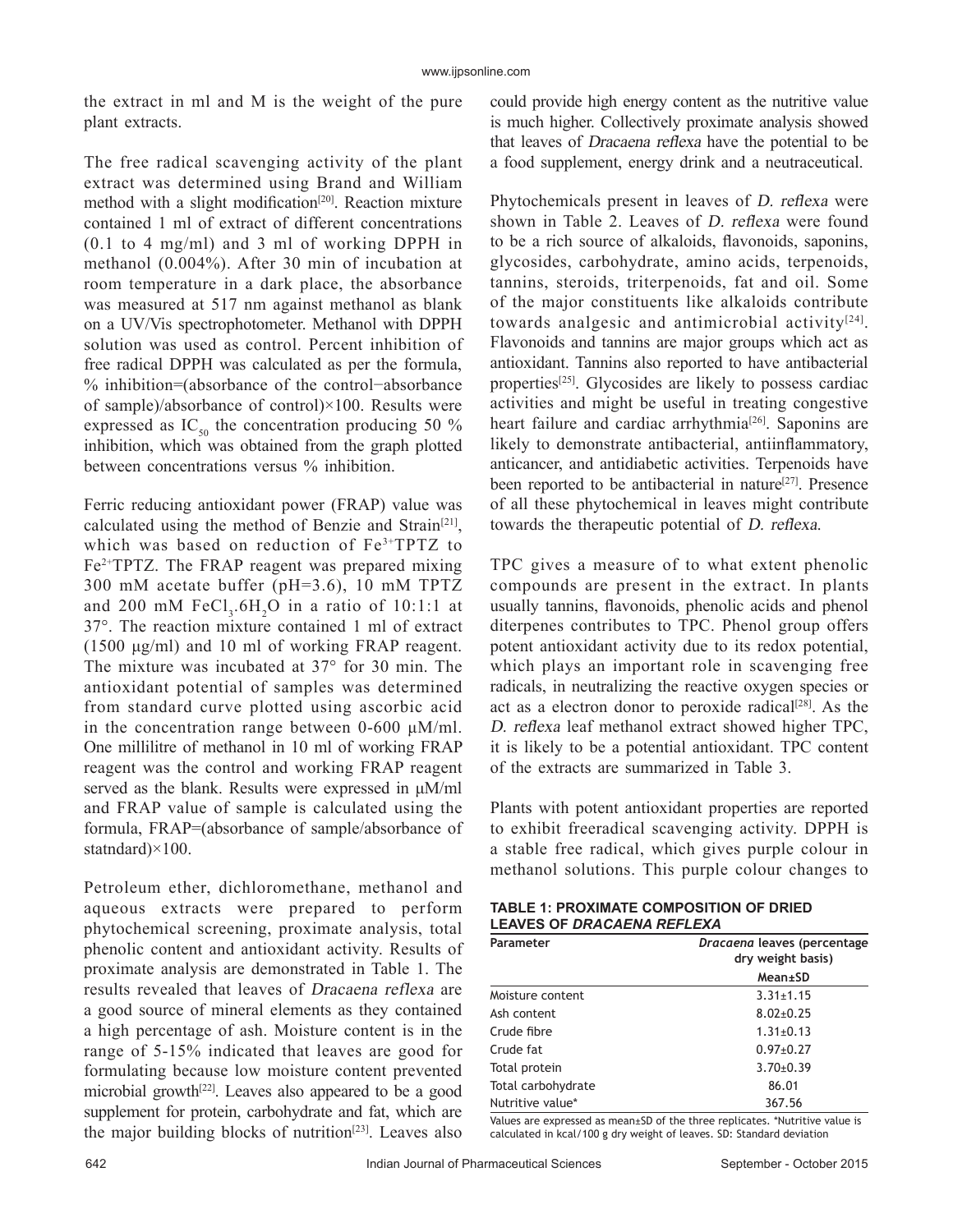the extract in ml and M is the weight of the pure plant extracts.

The free radical scavenging activity of the plant extract was determined using Brand and William method with a slight modification[20]. Reaction mixture contained 1 ml of extract of different concentrations (0.1 to 4 mg/ml) and 3 ml of working DPPH in methanol (0.004%). After 30 min of incubation at room temperature in a dark place, the absorbance was measured at 517 nm against methanol as blank on a UV/Vis spectrophotometer. Methanol with DPPH solution was used as control. Percent inhibition of free radical DPPH was calculated as per the formula, % inhibition=(absorbance of the control−absorbance of sample)/absorbance of control)×100. Results were expressed as $IC_{50}$ the concentration producing 50 % inhibition, which was obtained from the graph plotted between concentrations versus % inhibition.

Ferric reducing antioxidant power (FRAP) value was calculated using the method of Benzie and Strain[21], which was based on reduction of $Fe^{3+}$TPTZ to $Fe^{2+}$TPTZ. The FRAP reagent was prepared mixing 300 mM acetate buffer (pH=3.6), 10 mM TPTZ and 200 mM $FeCl_3.6H_2O$ in a ratio of 10:1:1 at 37°. The reaction mixture contained 1 ml of extract (1500 μg/ml) and 10 ml of working FRAP reagent. The mixture was incubated at 37° for 30 min. The antioxidant potential of samples was determined from standard curve plotted using ascorbic acid in the concentration range between 0-600 μM/ml. One millilitre of methanol in 10 ml of working FRAP reagent was the control and working FRAP reagent served as the blank. Results were expressed in μM/ml and FRAP value of sample is calculated using the formula, FRAP=(absorbance of sample/absorbance of statndard)×100.

Petroleum ether, dichloromethane, methanol and aqueous extracts were prepared to perform phytochemical screening, proximate analysis, total phenolic content and antioxidant activity. Results of proximate analysis are demonstrated in Table 1. The results revealed that leaves of *Dracaena reflexa* are a good source of mineral elements as they contained a high percentage of ash. Moisture content is in the range of 5-15% indicated that leaves are good for formulating because low moisture content prevented microbial growth[22]. Leaves also appeared to be a good supplement for protein, carbohydrate and fat, which are the major building blocks of nutrition[23]. Leaves also could provide high energy content as the nutritive value is much higher. Collectively proximate analysis showed that leaves of *Dracaena reflexa* have the potential to be a food supplement, energy drink and a neutraceutical.

Phytochemicals present in leaves of *D. reflexa* were shown in Table 2. Leaves of *D. reflexa* were found to be a rich source of alkaloids, flavonoids, saponins, glycosides, carbohydrate, amino acids, terpenoids, tannins, steroids, triterpenoids, fat and oil. Some of the major constituents like alkaloids contribute towards analgesic and antimicrobial activity[24]. Flavonoids and tannins are major groups which act as antioxidant. Tannins also reported to have antibacterial properties[25]. Glycosides are likely to possess cardiac activities and might be useful in treating congestive heart failure and cardiac arrhythmia[26]. Saponins are likely to demonstrate antibacterial, antiinflammatory, anticancer, and antidiabetic activities. Terpenoids have been reported to be antibacterial in nature[27]. Presence of all these phytochemical in leaves might contribute towards the therapeutic potential of *D. reflexa*.

TPC gives a measure of to what extent phenolic compounds are present in the extract. In plants usually tannins, flavonoids, phenolic acids and phenol diterpenes contributes to TPC. Phenol group offers potent antioxidant activity due to its redox potential, which plays an important role in scavenging free radicals, in neutralizing the reactive oxygen species or act as a electron donor to peroxide radical[28]. As the *D. reflexa* leaf methanol extract showed higher TPC, it is likely to be a potential antioxidant. TPC content of the extracts are summarized in Table 3.

Plants with potent antioxidant properties are reported to exhibit freeradical scavenging activity. DPPH is a stable free radical, which gives purple colour in methanol solutions. This purple colour changes to

**TABLE 1: PROXIMATE COMPOSITION OF DRIED LEAVES OF *DRACAENA REFLEXA***

| Parameter | *Dracaena* leaves (percentage dry weight basis) Mean±SD |
|---|---|
| Moisture content | 3.31±1.15 |
| Ash content | 8.02±0.25 |
| Crude fibre | 1.31±0.13 |
| Crude fat | 0.97±0.27 |
| Total protein | 3.70±0.39 |
| Total carbohydrate | 86.01 |
| Nutritive value* | 367.56 |

Values are expressed as mean±SD of the three replicates. *Nutritive value is calculated in kcal/100 g dry weight of leaves. SD: Standard deviation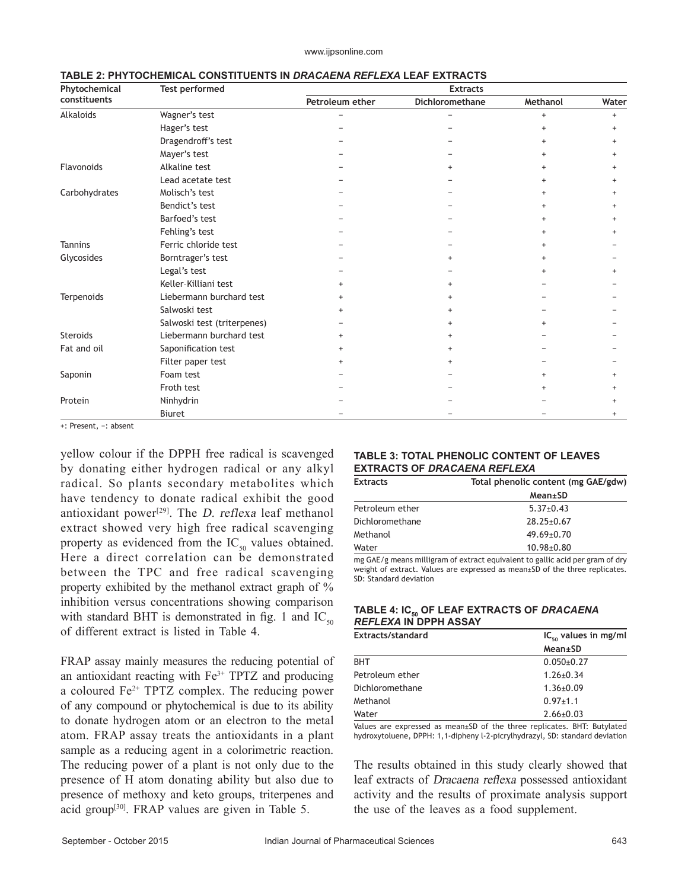**TABLE 2: PHYTOCHEMICAL CONSTITUENTS IN *DRACAENA REFLEXA* LEAF EXTRACTS**

| Phytochemical constituents | Test performed | Extracts | | | |
|---|---|---|---|---|---|
| | | Petroleum ether | Dichloromethane | Methanol | Water |
| Alkaloids | Wagner's test | − | − | + | + |
| | Hager's test | − | − | + | + |
| | Dragendroff's test | − | − | + | + |
| | Mayer's test | − | − | + | + |
| Flavonoids | Alkaline test | − | + | + | + |
| | Lead acetate test | − | − | + | + |
| Carbohydrates | Molisch's test | − | − | + | + |
| | Bendict's test | − | − | + | + |
| | Barfoed's test | − | − | + | + |
| | Fehling's test | − | − | + | + |
| Tannins | Ferric chloride test | − | − | + | − |
| Glycosides | Borntrager's test | − | + | + | − |
| | Legal's test | − | − | + | + |
| | Keller–Killiani test | + | + | − | − |
| Terpenoids | Liebermann burchard test | + | + | − | − |
| | Salwoski test | + | + | − | − |
| | Salwoski test (triterpenes) | − | + | + | − |
| Steroids | Liebermann burchard test | + | + | − | − |
| Fat and oil | Saponification test | + | + | − | − |
| | Filter paper test | + | + | − | − |
| Saponin | Foam test | − | − | + | + |
| | Froth test | − | − | + | + |
| Protein | Ninhydrin | − | − | − | + |
| | Biuret | − | − | − | + |

+: Present, −: absent

yellow colour if the DPPH free radical is scavenged by donating either hydrogen radical or any alkyl radical. So plants secondary metabolites which have tendency to donate radical exhibit the good antioxidant power[29]. The *D. reflexa* leaf methanol extract showed very high free radical scavenging property as evidenced from the $IC_{50}$ values obtained. Here a direct correlation can be demonstrated between the TPC and free radical scavenging property exhibited by the methanol extract graph of % inhibition versus concentrations showing comparison with standard BHT is demonstrated in fig. 1 and $IC_{50}$ of different extract is listed in Table 4.

FRAP assay mainly measures the reducing potential of an antioxidant reacting with $Fe^{3+}$ TPTZ and producing a coloured $Fe^{2+}$ TPTZ complex. The reducing power of any compound or phytochemical is due to its ability to donate hydrogen atom or an electron to the metal atom. FRAP assay treats the antioxidants in a plant sample as a reducing agent in a colorimetric reaction. The reducing power of a plant is not only due to the presence of H atom donating ability but also due to presence of methoxy and keto groups, triterpenes and acid group[30]. FRAP values are given in Table 5.

**TABLE 3: TOTAL PHENOLIC CONTENT OF LEAVES EXTRACTS OF *DRACAENA REFLEXA***

| Extracts | Total phenolic content (mg GAE/gdw) |
|---|---|
| | Mean±SD |
| Petroleum ether | 5.37±0.43 |
| Dichloromethane | 28.25±0.67 |
| Methanol | 49.69±0.70 |
| Water | 10.98±0.80 |

mg GAE/g means milligram of extract equivalent to gallic acid per gram of dry weight of extract. Values are expressed as mean±SD of the three replicates. SD: Standard deviation

**TABLE 4: $IC_{50}$ OF LEAF EXTRACTS OF *DRACAENA REFLEXA* IN DPPH ASSAY**

| Extracts/standard | $IC_{50}$ values in mg/ml |
|---|---|
| | Mean±SD |
| BHT | 0.050±0.27 |
| Petroleum ether | 1.26±0.34 |
| Dichloromethane | 1.36±0.09 |
| Methanol | 0.97±1.1 |
| Water | 2.66±0.03 |

Values are expressed as mean±SD of the three replicates. BHT: Butylated hydroxytoluene, DPPH: 1,1-dipheny l-2-picrylhydrazyl, SD: standard deviation

The results obtained in this study clearly showed that leaf extracts of *Dracaena reflexa* possessed antioxidant activity and the results of proximate analysis support the use of the leaves as a food supplement.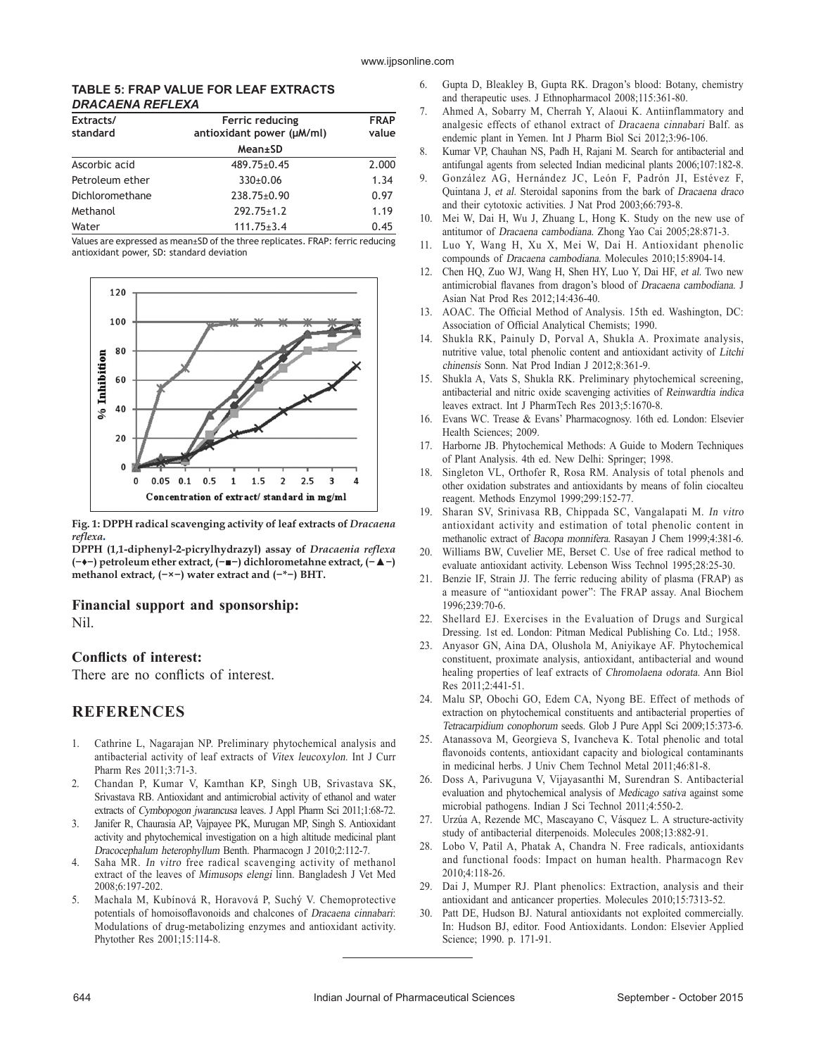**TABLE 5: FRAP VALUE FOR LEAF EXTRACTS *DRACAENA REFLEXA***

| Extracts/ standard | Ferric reducing antioxidant power (μM/ml) Mean±SD | FRAP value |
|---|---|---|
| Ascorbic acid | 489.75±0.45 | 2.000 |
| Petroleum ether | 330±0.06 | 1.34 |
| Dichloromethane | 238.75±0.90 | 0.97 |
| Methanol | 292.75±1.2 | 1.19 |
| Water | 111.75±3.4 | 0.45 |

Values are expressed as mean±SD of the three replicates. FRAP: ferric reducing antioxidant power, SD: standard deviation

120
100
80
60
40
20
0
% Inhibition
0 0.05 0.1 0.5 1 1.5 2 2.5 3 4
Concentration of extract/ standard in mg/ml

**Fig. 1: DPPH radical scavenging activity of leaf extracts of *Dracaena reflexa*.**

**DPPH (1,1-diphenyl-2-picrylhydrazyl) assay of *Dracaenia reflexa* (−♦−) petroleum ether extract, (−■−) dichlorometahne extract, (−▲−) methanol extract, (−×−) water extract and (−*−) BHT.**

### Financial support and sponsorship:

Nil.

### Conflicts of interest:

There are no conflicts of interest.

## REFERENCES

1. Cathrine L, Nagarajan NP. Preliminary phytochemical analysis and antibacterial activity of leaf extracts of *Vitex leucoxylon*. Int J Curr Pharm Res 2011;3:71-3.
2. Chandan P, Kumar V, Kamthan KP, Singh UB, Srivastava SK, Srivastava RB. Antioxidant and antimicrobial activity of ethanol and water extracts of *Cymbopogon jwarancusa* leaves. J Appl Pharm Sci 2011;1:68-72.
3. Janifer R, Chaurasia AP, Vajpayee PK, Murugan MP, Singh S. Antioxidant activity and phytochemical investigation on a high altitude medicinal plant *Dracocephalum heterophyllum* Benth. Pharmacogn J 2010;2:112-7.
4. Saha MR. *In vitro* free radical scavenging activity of methanol extract of the leaves of *Mimusops elengi* linn. Bangladesh J Vet Med 2008;6:197-202.
5. Machala M, Kubínová R, Horavová P, Suchý V. Chemoprotective potentials of homoisoflavonoids and chalcones of *Dracaena cinnabari*: Modulations of drug-metabolizing enzymes and antioxidant activity. Phytother Res 2001;15:114-8.
6. Gupta D, Bleakley B, Gupta RK. Dragon's blood: Botany, chemistry and therapeutic uses. J Ethnopharmacol 2008;115:361-80.
7. Ahmed A, Sobarry M, Cherrah Y, Alaoui K. Antiinflammatory and analgesic effects of ethanol extract of *Dracaena cinnabari* Balf. as endemic plant in Yemen. Int J Pharm Biol Sci 2012;3:96-106.
8. Kumar VP, Chauhan NS, Padh H, Rajani M. Search for antibacterial and antifungal agents from selected Indian medicinal plants 2006;107:182-8.
9. González AG, Hernández JC, León F, Padrón JI, Estévez F, Quintana J, *et al*. Steroidal saponins from the bark of *Dracaena draco* and their cytotoxic activities. J Nat Prod 2003;66:793-8.
10. Mei W, Dai H, Wu J, Zhuang L, Hong K. Study on the new use of antitumor of *Dracaena cambodiana*. Zhong Yao Cai 2005;28:871-3.
11. Luo Y, Wang H, Xu X, Mei W, Dai H. Antioxidant phenolic compounds of *Dracaena cambodiana*. Molecules 2010;15:8904-14.
12. Chen HQ, Zuo WJ, Wang H, Shen HY, Luo Y, Dai HF, *et al*. Two new antimicrobial flavanes from dragon's blood of *Dracaena cambodiana*. J Asian Nat Prod Res 2012;14:436-40.
13. AOAC. The Official Method of Analysis. 15th ed. Washington, DC: Association of Official Analytical Chemists; 1990.
14. Shukla RK, Painuly D, Porval A, Shukla A. Proximate analysis, nutritive value, total phenolic content and antioxidant activity of *Litchi chinensis* Sonn. Nat Prod Indian J 2012;8:361-9.
15. Shukla A, Vats S, Shukla RK. Preliminary phytochemical screening, antibacterial and nitric oxide scavenging activities of *Reinwardtia indica* leaves extract. Int J PharmTech Res 2013;5:1670-8.
16. Evans WC. Trease & Evans' Pharmacognosy. 16th ed. London: Elsevier Health Sciences; 2009.
17. Harborne JB. Phytochemical Methods: A Guide to Modern Techniques of Plant Analysis. 4th ed. New Delhi: Springer; 1998.
18. Singleton VL, Orthofer R, Rosa RM. Analysis of total phenols and other oxidation substrates and antioxidants by means of folin ciocalteu reagent. Methods Enzymol 1999;299:152-77.
19. Sharan SV, Srinivasa RB, Chippada SC, Vangalapati M. *In vitro* antioxidant activity and estimation of total phenolic content in methanolic extract of *Bacopa monnifera*. Rasayan J Chem 1999;4:381-6.
20. Williams BW, Cuvelier ME, Berset C. Use of free radical method to evaluate antioxidant activity. Lebenson Wiss Technol 1995;28:25-30.
21. Benzie IF, Strain JJ. The ferric reducing ability of plasma (FRAP) as a measure of "antioxidant power": The FRAP assay. Anal Biochem 1996;239:70-6.
22. Shellard EJ. Exercises in the Evaluation of Drugs and Surgical Dressing. 1st ed. London: Pitman Medical Publishing Co. Ltd.; 1958.
23. Anyasor GN, Aina DA, Olushola M, Aniyikaye AF. Phytochemical constituent, proximate analysis, antioxidant, antibacterial and wound healing properties of leaf extracts of *Chromolaena odorata*. Ann Biol Res 2011;2:441-51.
24. Malu SP, Obochi GO, Edem CA, Nyong BE. Effect of methods of extraction on phytochemical constituents and antibacterial properties of *Tetracarpidium conophorum* seeds. Glob J Pure Appl Sci 2009;15:373-6.
25. Atanassova M, Georgieva S, Ivancheva K. Total phenolic and total flavonoids contents, antioxidant capacity and biological contaminants in medicinal herbs. J Univ Chem Technol Metal 2011;46:81-8.
26. Doss A, Parivuguna V, Vijayasanthi M, Surendran S. Antibacterial evaluation and phytochemical analysis of *Medicago sativa* against some microbial pathogens. Indian J Sci Technol 2011;4:550-2.
27. Urzúa A, Rezende MC, Mascayano C, Vásquez L. A structure-activity study of antibacterial diterpenoids. Molecules 2008;13:882-91.
28. Lobo V, Patil A, Phatak A, Chandra N. Free radicals, antioxidants and functional foods: Impact on human health. Pharmacogn Rev 2010;4:118-26.
29. Dai J, Mumper RJ. Plant phenolics: Extraction, analysis and their antioxidant and anticancer properties. Molecules 2010;15:7313-52.
30. Patt DE, Hudson BJ. Natural antioxidants not exploited commercially. In: Hudson BJ, editor. Food Antioxidants. London: Elsevier Applied Science; 1990. p. 171-91.